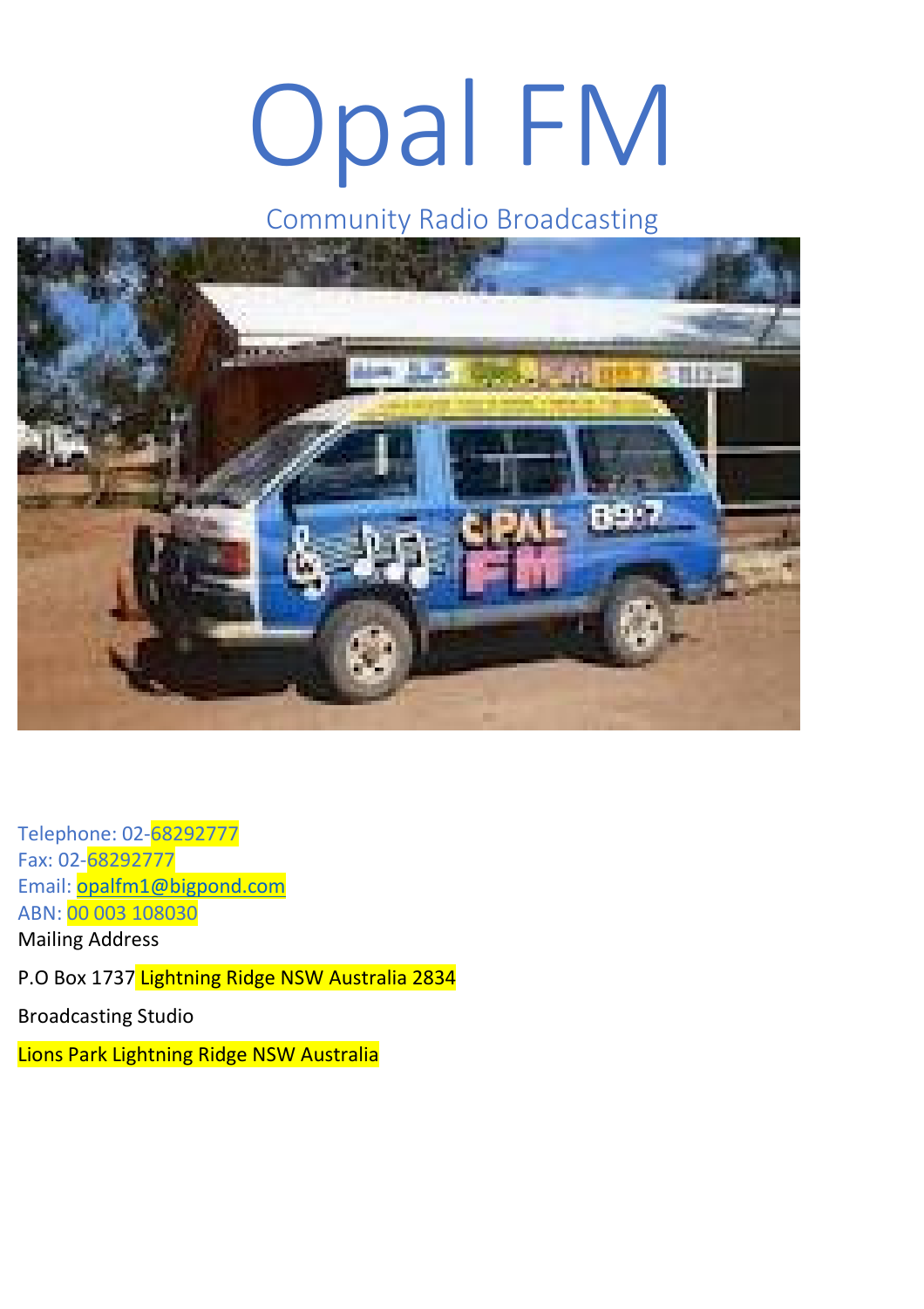# Opal FM

Community Radio Broadcasting

Telephone: 02-68292777
Fax: 02-68292777
Email: opalfm1@bigpond.com
ABN: 00 003 108030
Mailing Address

P.O Box 1737 Lightning Ridge NSW Australia 2834

Broadcasting Studio

Lions Park Lightning Ridge NSW Australia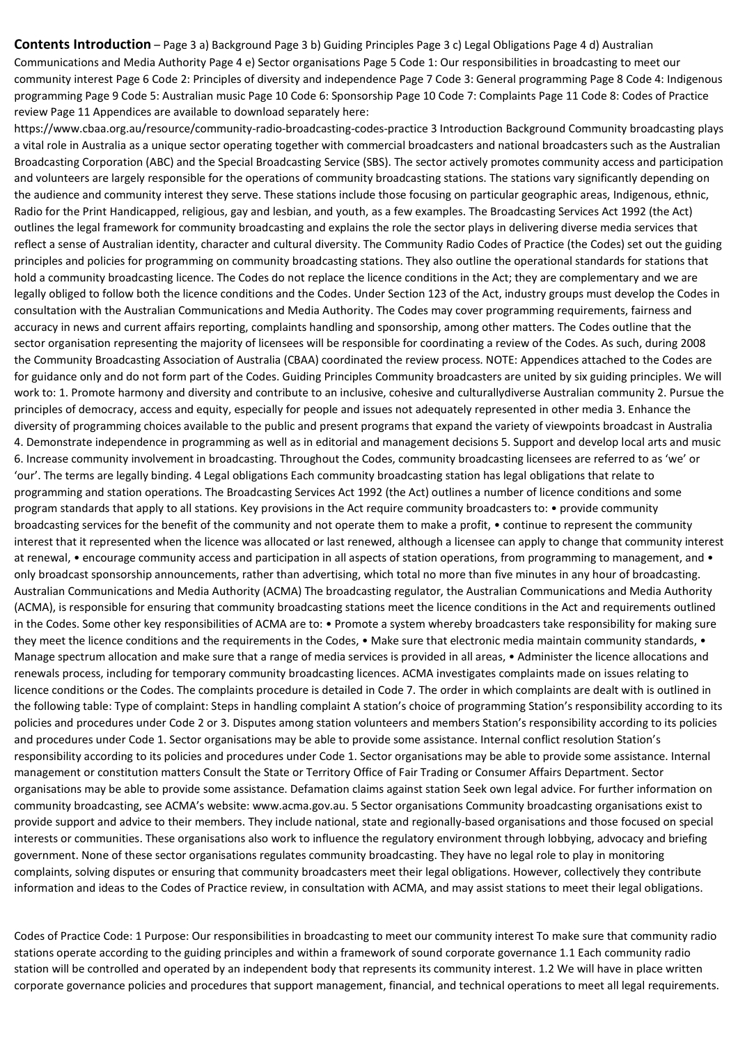**Contents Introduction** – Page 3 a) Background Page 3 b) Guiding Principles Page 3 c) Legal Obligations Page 4 d) Australian Communications and Media Authority Page 4 e) Sector organisations Page 5 Code 1: Our responsibilities in broadcasting to meet our community interest Page 6 Code 2: Principles of diversity and independence Page 7 Code 3: General programming Page 8 Code 4: Indigenous programming Page 9 Code 5: Australian music Page 10 Code 6: Sponsorship Page 10 Code 7: Complaints Page 11 Code 8: Codes of Practice review Page 11 Appendices are available to download separately here: https://www.cbaa.org.au/resource/community-radio-broadcasting-codes-practice 3 Introduction Background Community broadcasting plays a vital role in Australia as a unique sector operating together with commercial broadcasters and national broadcasters such as the Australian Broadcasting Corporation (ABC) and the Special Broadcasting Service (SBS). The sector actively promotes community access and participation and volunteers are largely responsible for the operations of community broadcasting stations. The stations vary significantly depending on the audience and community interest they serve. These stations include those focusing on particular geographic areas, Indigenous, ethnic, Radio for the Print Handicapped, religious, gay and lesbian, and youth, as a few examples. The Broadcasting Services Act 1992 (the Act) outlines the legal framework for community broadcasting and explains the role the sector plays in delivering diverse media services that reflect a sense of Australian identity, character and cultural diversity. The Community Radio Codes of Practice (the Codes) set out the guiding principles and policies for programming on community broadcasting stations. They also outline the operational standards for stations that hold a community broadcasting licence. The Codes do not replace the licence conditions in the Act; they are complementary and we are legally obliged to follow both the licence conditions and the Codes. Under Section 123 of the Act, industry groups must develop the Codes in consultation with the Australian Communications and Media Authority. The Codes may cover programming requirements, fairness and accuracy in news and current affairs reporting, complaints handling and sponsorship, among other matters. The Codes outline that the sector organisation representing the majority of licensees will be responsible for coordinating a review of the Codes. As such, during 2008 the Community Broadcasting Association of Australia (CBAA) coordinated the review process. NOTE: Appendices attached to the Codes are for guidance only and do not form part of the Codes. Guiding Principles Community broadcasters are united by six guiding principles. We will work to: 1. Promote harmony and diversity and contribute to an inclusive, cohesive and culturallydiverse Australian community 2. Pursue the principles of democracy, access and equity, especially for people and issues not adequately represented in other media 3. Enhance the diversity of programming choices available to the public and present programs that expand the variety of viewpoints broadcast in Australia 4. Demonstrate independence in programming as well as in editorial and management decisions 5. Support and develop local arts and music 6. Increase community involvement in broadcasting. Throughout the Codes, community broadcasting licensees are referred to as 'we' or 'our'. The terms are legally binding. 4 Legal obligations Each community broadcasting station has legal obligations that relate to programming and station operations. The Broadcasting Services Act 1992 (the Act) outlines a number of licence conditions and some program standards that apply to all stations. Key provisions in the Act require community broadcasters to: • provide community broadcasting services for the benefit of the community and not operate them to make a profit, • continue to represent the community interest that it represented when the licence was allocated or last renewed, although a licensee can apply to change that community interest at renewal, • encourage community access and participation in all aspects of station operations, from programming to management, and • only broadcast sponsorship announcements, rather than advertising, which total no more than five minutes in any hour of broadcasting. Australian Communications and Media Authority (ACMA) The broadcasting regulator, the Australian Communications and Media Authority (ACMA), is responsible for ensuring that community broadcasting stations meet the licence conditions in the Act and requirements outlined in the Codes. Some other key responsibilities of ACMA are to: • Promote a system whereby broadcasters take responsibility for making sure they meet the licence conditions and the requirements in the Codes, • Make sure that electronic media maintain community standards, • Manage spectrum allocation and make sure that a range of media services is provided in all areas, • Administer the licence allocations and renewals process, including for temporary community broadcasting licences. ACMA investigates complaints made on issues relating to licence conditions or the Codes. The complaints procedure is detailed in Code 7. The order in which complaints are dealt with is outlined in the following table: Type of complaint: Steps in handling complaint A station's choice of programming Station's responsibility according to its policies and procedures under Code 2 or 3. Disputes among station volunteers and members Station's responsibility according to its policies and procedures under Code 1. Sector organisations may be able to provide some assistance. Internal conflict resolution Station's responsibility according to its policies and procedures under Code 1. Sector organisations may be able to provide some assistance. Internal management or constitution matters Consult the State or Territory Office of Fair Trading or Consumer Affairs Department. Sector organisations may be able to provide some assistance. Defamation claims against station Seek own legal advice. For further information on community broadcasting, see ACMA's website: www.acma.gov.au. 5 Sector organisations Community broadcasting organisations exist to provide support and advice to their members. They include national, state and regionally-based organisations and those focused on special interests or communities. These organisations also work to influence the regulatory environment through lobbying, advocacy and briefing government. None of these sector organisations regulates community broadcasting. They have no legal role to play in monitoring complaints, solving disputes or ensuring that community broadcasters meet their legal obligations. However, collectively they contribute information and ideas to the Codes of Practice review, in consultation with ACMA, and may assist stations to meet their legal obligations.

Codes of Practice Code: 1 Purpose: Our responsibilities in broadcasting to meet our community interest To make sure that community radio stations operate according to the guiding principles and within a framework of sound corporate governance 1.1 Each community radio station will be controlled and operated by an independent body that represents its community interest. 1.2 We will have in place written corporate governance policies and procedures that support management, financial, and technical operations to meet all legal requirements.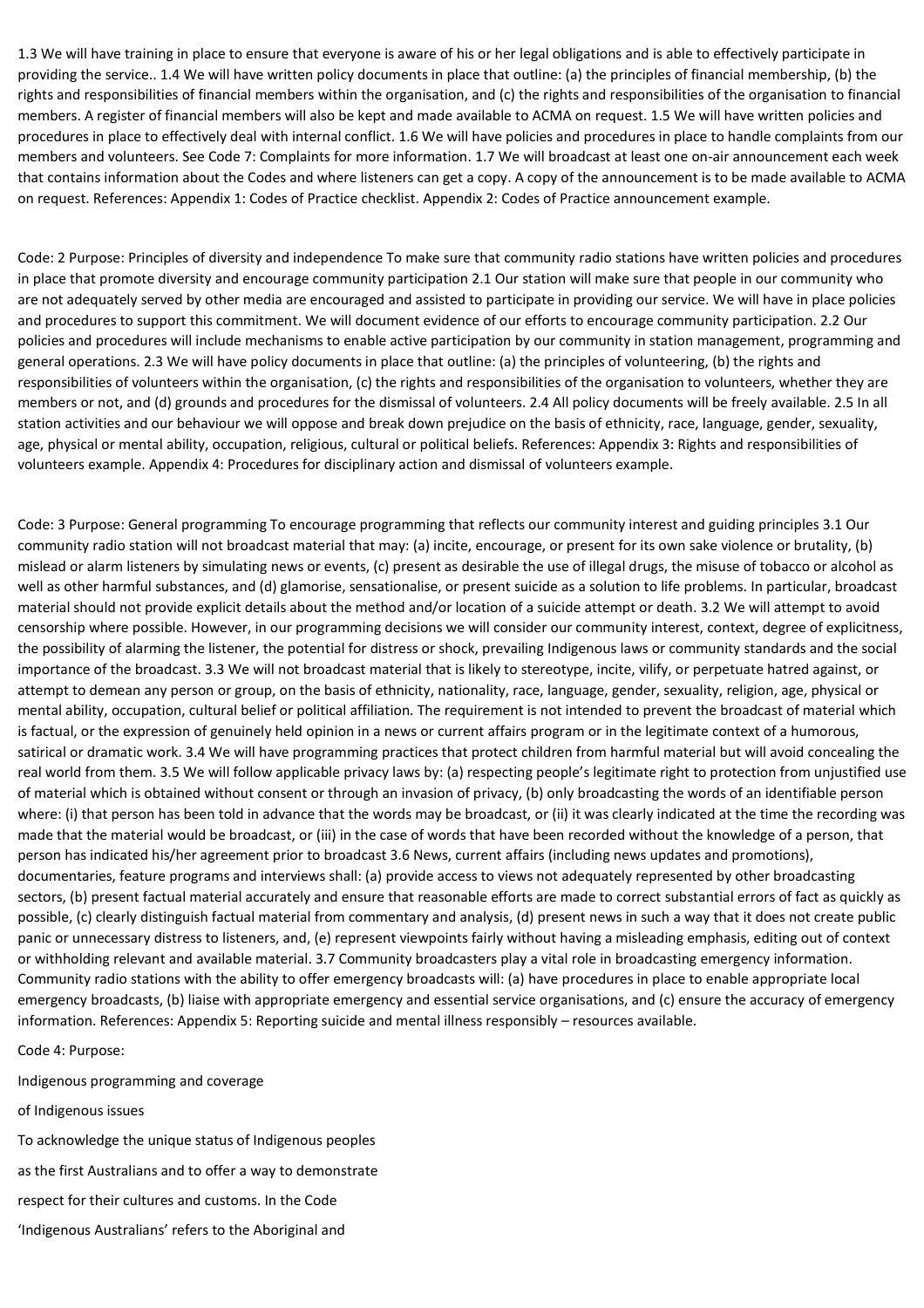1.3 We will have training in place to ensure that everyone is aware of his or her legal obligations and is able to effectively participate in providing the service.. 1.4 We will have written policy documents in place that outline: (a) the principles of financial membership, (b) the rights and responsibilities of financial members within the organisation, and (c) the rights and responsibilities of the organisation to financial members. A register of financial members will also be kept and made available to ACMA on request. 1.5 We will have written policies and procedures in place to effectively deal with internal conflict. 1.6 We will have policies and procedures in place to handle complaints from our members and volunteers. See Code 7: Complaints for more information. 1.7 We will broadcast at least one on-air announcement each week that contains information about the Codes and where listeners can get a copy. A copy of the announcement is to be made available to ACMA on request. References: Appendix 1: Codes of Practice checklist. Appendix 2: Codes of Practice announcement example.

Code: 2 Purpose: Principles of diversity and independence To make sure that community radio stations have written policies and procedures in place that promote diversity and encourage community participation 2.1 Our station will make sure that people in our community who are not adequately served by other media are encouraged and assisted to participate in providing our service. We will have in place policies and procedures to support this commitment. We will document evidence of our efforts to encourage community participation. 2.2 Our policies and procedures will include mechanisms to enable active participation by our community in station management, programming and general operations. 2.3 We will have policy documents in place that outline: (a) the principles of volunteering, (b) the rights and responsibilities of volunteers within the organisation, (c) the rights and responsibilities of the organisation to volunteers, whether they are members or not, and (d) grounds and procedures for the dismissal of volunteers. 2.4 All policy documents will be freely available. 2.5 In all station activities and our behaviour we will oppose and break down prejudice on the basis of ethnicity, race, language, gender, sexuality, age, physical or mental ability, occupation, religious, cultural or political beliefs. References: Appendix 3: Rights and responsibilities of volunteers example. Appendix 4: Procedures for disciplinary action and dismissal of volunteers example.

Code: 3 Purpose: General programming To encourage programming that reflects our community interest and guiding principles 3.1 Our community radio station will not broadcast material that may: (a) incite, encourage, or present for its own sake violence or brutality, (b) mislead or alarm listeners by simulating news or events, (c) present as desirable the use of illegal drugs, the misuse of tobacco or alcohol as well as other harmful substances, and (d) glamorise, sensationalise, or present suicide as a solution to life problems. In particular, broadcast material should not provide explicit details about the method and/or location of a suicide attempt or death. 3.2 We will attempt to avoid censorship where possible. However, in our programming decisions we will consider our community interest, context, degree of explicitness, the possibility of alarming the listener, the potential for distress or shock, prevailing Indigenous laws or community standards and the social importance of the broadcast. 3.3 We will not broadcast material that is likely to stereotype, incite, vilify, or perpetuate hatred against, or attempt to demean any person or group, on the basis of ethnicity, nationality, race, language, gender, sexuality, religion, age, physical or mental ability, occupation, cultural belief or political affiliation. The requirement is not intended to prevent the broadcast of material which is factual, or the expression of genuinely held opinion in a news or current affairs program or in the legitimate context of a humorous, satirical or dramatic work. 3.4 We will have programming practices that protect children from harmful material but will avoid concealing the real world from them. 3.5 We will follow applicable privacy laws by: (a) respecting people's legitimate right to protection from unjustified use of material which is obtained without consent or through an invasion of privacy, (b) only broadcasting the words of an identifiable person where: (i) that person has been told in advance that the words may be broadcast, or (ii) it was clearly indicated at the time the recording was made that the material would be broadcast, or (iii) in the case of words that have been recorded without the knowledge of a person, that person has indicated his/her agreement prior to broadcast 3.6 News, current affairs (including news updates and promotions), documentaries, feature programs and interviews shall: (a) provide access to views not adequately represented by other broadcasting sectors, (b) present factual material accurately and ensure that reasonable efforts are made to correct substantial errors of fact as quickly as possible, (c) clearly distinguish factual material from commentary and analysis, (d) present news in such a way that it does not create public panic or unnecessary distress to listeners, and, (e) represent viewpoints fairly without having a misleading emphasis, editing out of context or withholding relevant and available material. 3.7 Community broadcasters play a vital role in broadcasting emergency information. Community radio stations with the ability to offer emergency broadcasts will: (a) have procedures in place to enable appropriate local emergency broadcasts, (b) liaise with appropriate emergency and essential service organisations, and (c) ensure the accuracy of emergency information. References: Appendix 5: Reporting suicide and mental illness responsibly – resources available.

Code 4: Purpose:

Indigenous programming and coverage

of Indigenous issues

To acknowledge the unique status of Indigenous peoples

as the first Australians and to offer a way to demonstrate

respect for their cultures and customs. In the Code

'Indigenous Australians' refers to the Aboriginal and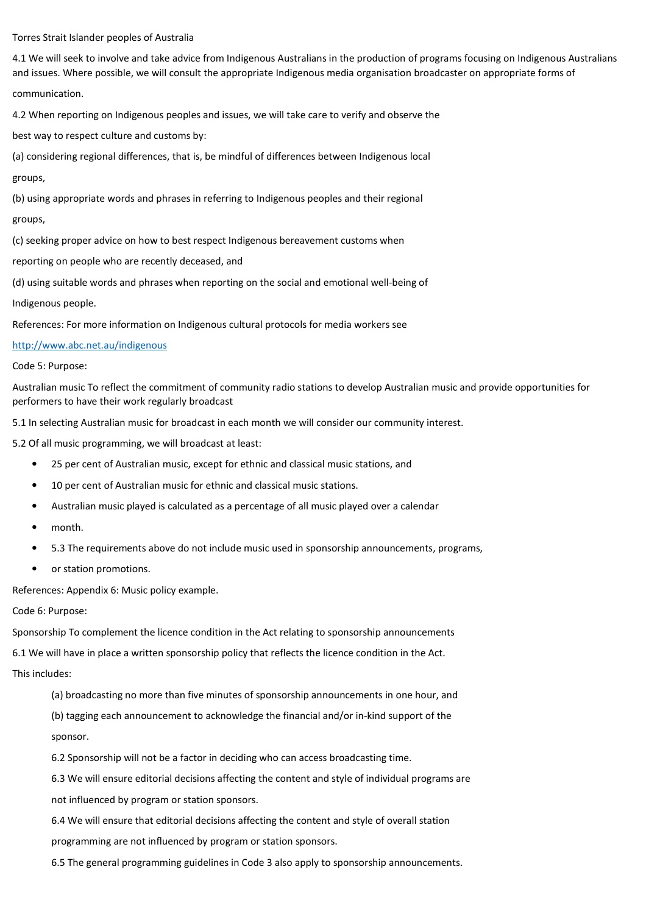Torres Strait Islander peoples of Australia

4.1 We will seek to involve and take advice from Indigenous Australians in the production of programs focusing on Indigenous Australians and issues. Where possible, we will consult the appropriate Indigenous media organisation broadcaster on appropriate forms of communication.

4.2 When reporting on Indigenous peoples and issues, we will take care to verify and observe the best way to respect culture and customs by:

(a) considering regional differences, that is, be mindful of differences between Indigenous local groups,

(b) using appropriate words and phrases in referring to Indigenous peoples and their regional groups,

(c) seeking proper advice on how to best respect Indigenous bereavement customs when reporting on people who are recently deceased, and

(d) using suitable words and phrases when reporting on the social and emotional well-being of Indigenous people.

References: For more information on Indigenous cultural protocols for media workers see http://www.abc.net.au/indigenous

Code 5: Purpose:

Australian music To reflect the commitment of community radio stations to develop Australian music and provide opportunities for performers to have their work regularly broadcast

5.1 In selecting Australian music for broadcast in each month we will consider our community interest.

5.2 Of all music programming, we will broadcast at least:

- 25 per cent of Australian music, except for ethnic and classical music stations, and
- 10 per cent of Australian music for ethnic and classical music stations.
- Australian music played is calculated as a percentage of all music played over a calendar
- month.
- 5.3 The requirements above do not include music used in sponsorship announcements, programs,
- or station promotions.

References: Appendix 6: Music policy example.

Code 6: Purpose:

Sponsorship To complement the licence condition in the Act relating to sponsorship announcements

6.1 We will have in place a written sponsorship policy that reflects the licence condition in the Act. This includes:

(a) broadcasting no more than five minutes of sponsorship announcements in one hour, and

(b) tagging each announcement to acknowledge the financial and/or in-kind support of the sponsor.

6.2 Sponsorship will not be a factor in deciding who can access broadcasting time.

6.3 We will ensure editorial decisions affecting the content and style of individual programs are not influenced by program or station sponsors.

6.4 We will ensure that editorial decisions affecting the content and style of overall station programming are not influenced by program or station sponsors.

6.5 The general programming guidelines in Code 3 also apply to sponsorship announcements.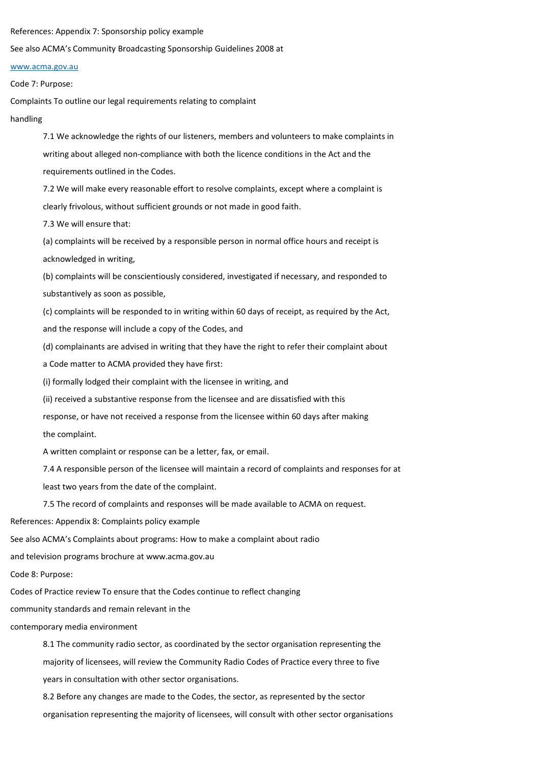References: Appendix 7: Sponsorship policy example

See also ACMA's Community Broadcasting Sponsorship Guidelines 2008 at

[www.acma.gov.au](http://www.acma.gov.au)

Code 7: Purpose:

Complaints To outline our legal requirements relating to complaint handling

7.1 We acknowledge the rights of our listeners, members and volunteers to make complaints in writing about alleged non-compliance with both the licence conditions in the Act and the requirements outlined in the Codes.

7.2 We will make every reasonable effort to resolve complaints, except where a complaint is clearly frivolous, without sufficient grounds or not made in good faith.

7.3 We will ensure that:

(a) complaints will be received by a responsible person in normal office hours and receipt is acknowledged in writing,

(b) complaints will be conscientiously considered, investigated if necessary, and responded to substantively as soon as possible,

(c) complaints will be responded to in writing within 60 days of receipt, as required by the Act, and the response will include a copy of the Codes, and

(d) complainants are advised in writing that they have the right to refer their complaint about a Code matter to ACMA provided they have first:

(i) formally lodged their complaint with the licensee in writing, and

(ii) received a substantive response from the licensee and are dissatisfied with this response, or have not received a response from the licensee within 60 days after making the complaint.

A written complaint or response can be a letter, fax, or email.

7.4 A responsible person of the licensee will maintain a record of complaints and responses for at least two years from the date of the complaint.

7.5 The record of complaints and responses will be made available to ACMA on request.

References: Appendix 8: Complaints policy example

See also ACMA's Complaints about programs: How to make a complaint about radio and television programs brochure at www.acma.gov.au

Code 8: Purpose:

Codes of Practice review To ensure that the Codes continue to reflect changing community standards and remain relevant in the contemporary media environment

8.1 The community radio sector, as coordinated by the sector organisation representing the majority of licensees, will review the Community Radio Codes of Practice every three to five years in consultation with other sector organisations.

8.2 Before any changes are made to the Codes, the sector, as represented by the sector organisation representing the majority of licensees, will consult with other sector organisations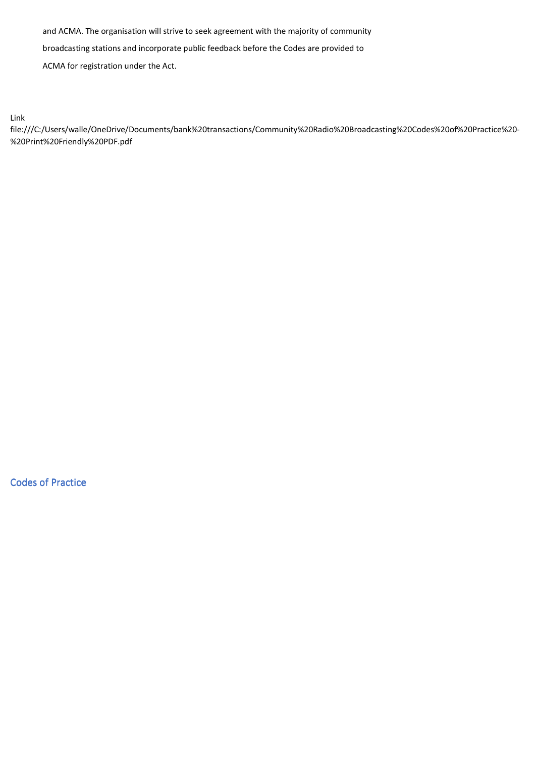and ACMA. The organisation will strive to seek agreement with the majority of community broadcasting stations and incorporate public feedback before the Codes are provided to ACMA for registration under the Act.

Link

file:///C:/Users/walle/OneDrive/Documents/bank%20transactions/Community%20Radio%20Broadcasting%20Codes%20of%20Practice%20-%20Print%20Friendly%20PDF.pdf

## Codes of Practice